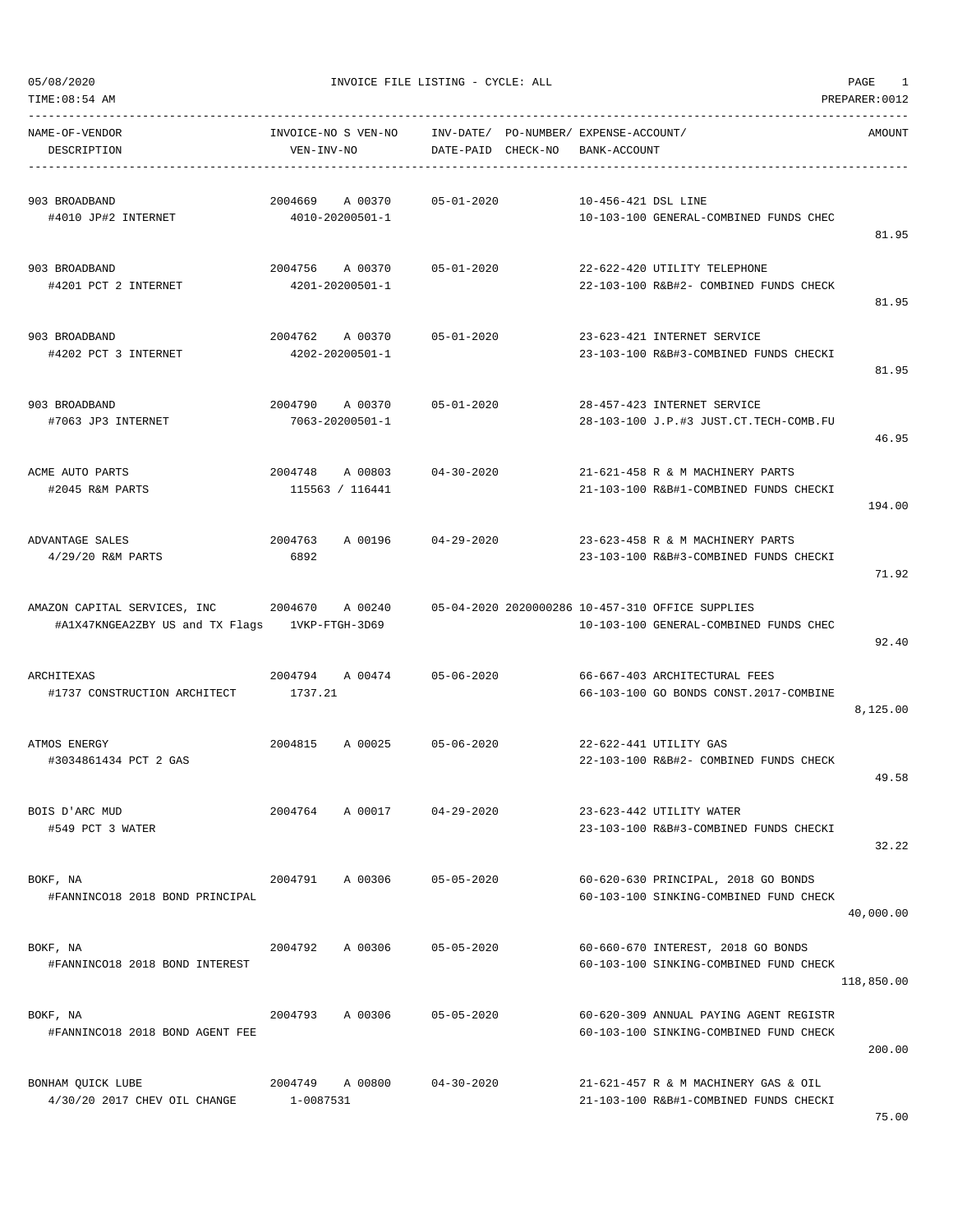# INVOICE FILE LISTING - CYCLE: ALL

05/08/2020
TIME:08:54 AM
PREPARER:0012

| NAME-OF-VENDOR / DESCRIPTION | INVOICE-NO S VEN-NO / VEN-INV-NO | INV-DATE/ DATE-PAID | PO-NUMBER/ CHECK-NO | EXPENSE-ACCOUNT/ BANK-ACCOUNT | AMOUNT |
|---|---|---|---|---|---|
| 903 BROADBAND<br>#4010 JP#2 INTERNET | 2004669 A 00370<br>4010-20200501-1 | 05-01-2020 | | 10-456-421 DSL LINE<br>10-103-100 GENERAL-COMBINED FUNDS CHEC | 81.95 |
| 903 BROADBAND<br>#4201 PCT 2 INTERNET | 2004756 A 00370<br>4201-20200501-1 | 05-01-2020 | | 22-622-420 UTILITY TELEPHONE<br>22-103-100 R&B#2- COMBINED FUNDS CHECK | 81.95 |
| 903 BROADBAND<br>#4202 PCT 3 INTERNET | 2004762 A 00370<br>4202-20200501-1 | 05-01-2020 | | 23-623-421 INTERNET SERVICE<br>23-103-100 R&B#3-COMBINED FUNDS CHECKI | 81.95 |
| 903 BROADBAND<br>#7063 JP3 INTERNET | 2004790 A 00370<br>7063-20200501-1 | 05-01-2020 | | 28-457-423 INTERNET SERVICE<br>28-103-100 J.P.#3 JUST.CT.TECH-COMB.FU | 46.95 |
| ACME AUTO PARTS<br>#2045 R&M PARTS | 2004748 A 00803<br>115563 / 116441 | 04-30-2020 | | 21-621-458 R & M MACHINERY PARTS<br>21-103-100 R&B#1-COMBINED FUNDS CHECKI | 194.00 |
| ADVANTAGE SALES<br>4/29/20 R&M PARTS | 2004763 A 00196<br>6892 | 04-29-2020 | | 23-623-458 R & M MACHINERY PARTS<br>23-103-100 R&B#3-COMBINED FUNDS CHECKI | 71.92 |
| AMAZON CAPITAL SERVICES, INC<br>#A1X47KNGEA2ZBY US and TX Flags | 2004670 A 00240<br>1VKP-FTGH-3D69 | 05-04-2020 | 2020000286 | 10-457-310 OFFICE SUPPLIES<br>10-103-100 GENERAL-COMBINED FUNDS CHEC | 92.40 |
| ARCHITEXAS<br>#1737 CONSTRUCTION ARCHITECT | 2004794 A 00474<br>1737.21 | 05-06-2020 | | 66-667-403 ARCHITECTURAL FEES<br>66-103-100 GO BONDS CONST.2017-COMBINE | 8,125.00 |
| ATMOS ENERGY<br>#3034861434 PCT 2 GAS | 2004815 A 00025 | 05-06-2020 | | 22-622-441 UTILITY GAS<br>22-103-100 R&B#2- COMBINED FUNDS CHECK | 49.58 |
| BOIS D'ARC MUD<br>#549 PCT 3 WATER | 2004764 A 00017 | 04-29-2020 | | 23-623-442 UTILITY WATER<br>23-103-100 R&B#3-COMBINED FUNDS CHECKI | 32.22 |
| BOKF, NA<br>#FANNINCO18 2018 BOND PRINCIPAL | 2004791 A 00306 | 05-05-2020 | | 60-620-630 PRINCIPAL, 2018 GO BONDS<br>60-103-100 SINKING-COMBINED FUND CHECK | 40,000.00 |
| BOKF, NA<br>#FANNINCO18 2018 BOND INTEREST | 2004792 A 00306 | 05-05-2020 | | 60-660-670 INTEREST, 2018 GO BONDS<br>60-103-100 SINKING-COMBINED FUND CHECK | 118,850.00 |
| BOKF, NA<br>#FANNINCO18 2018 BOND AGENT FEE | 2004793 A 00306 | 05-05-2020 | | 60-620-309 ANNUAL PAYING AGENT REGISTR<br>60-103-100 SINKING-COMBINED FUND CHECK | 200.00 |
| BONHAM QUICK LUBE<br>4/30/20 2017 CHEV OIL CHANGE | 2004749 A 00800<br>1-0087531 | 04-30-2020 | | 21-621-457 R & M MACHINERY GAS & OIL<br>21-103-100 R&B#1-COMBINED FUNDS CHECKI | 75.00 |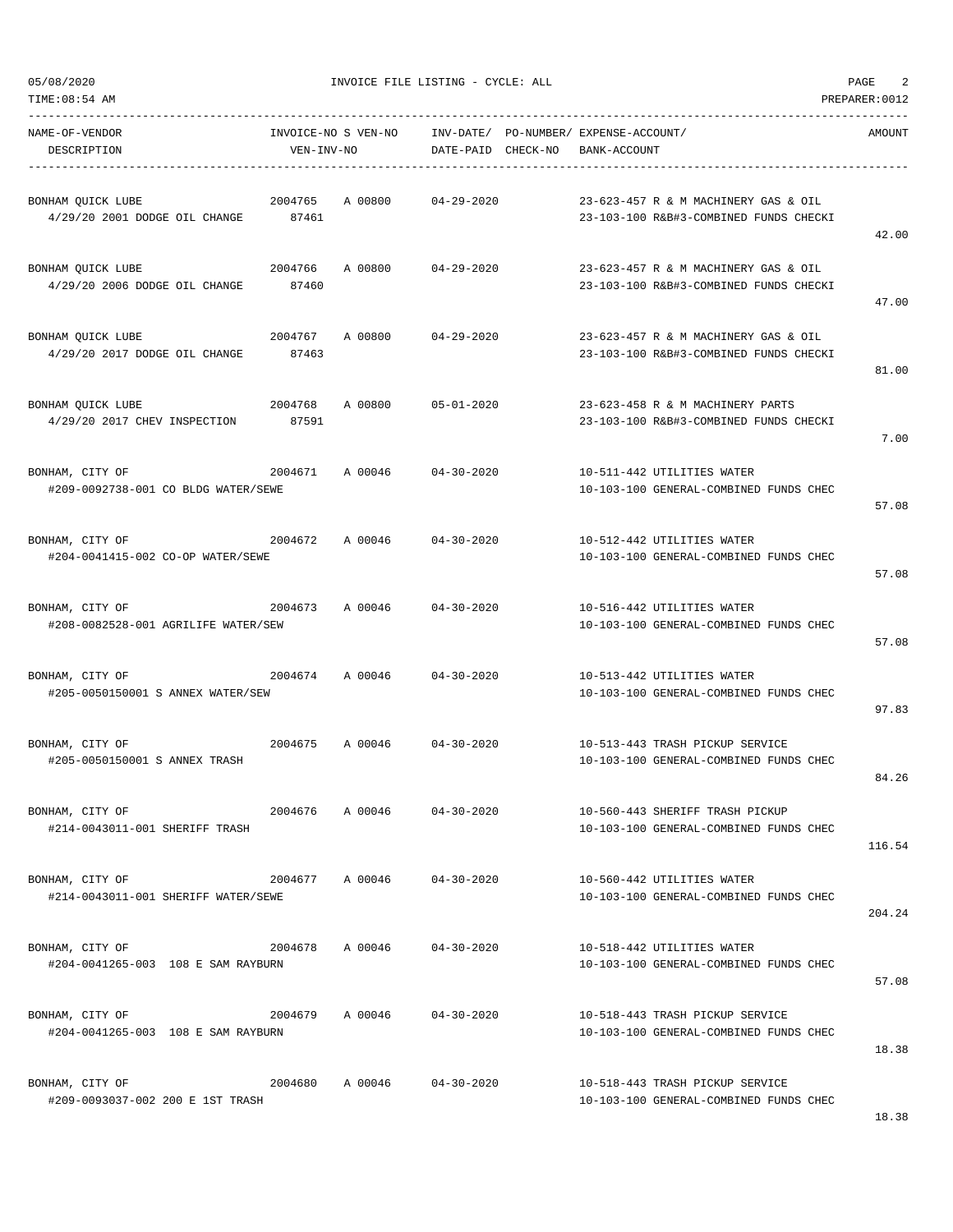05/08/2020 INVOICE FILE LISTING - CYCLE: ALL

TIME:08:54 AM PREPARER:0012

| NAME-OF-VENDOR / DESCRIPTION | INVOICE-NO / VEN-INV-NO | S VEN-NO | INV-DATE/ DATE-PAID | PO-NUMBER/ CHECK-NO | EXPENSE-ACCOUNT/ BANK-ACCOUNT | AMOUNT |
|---|---|---|---|---|---|---|
| BONHAM QUICK LUBE<br>4/29/20 2001 DODGE OIL CHANGE | 2004765<br>87461 | A 00800 | 04-29-2020 | | 23-623-457 R & M MACHINERY GAS & OIL<br>23-103-100 R&B#3-COMBINED FUNDS CHECKI | 42.00 |
| BONHAM QUICK LUBE<br>4/29/20 2006 DODGE OIL CHANGE | 2004766<br>87460 | A 00800 | 04-29-2020 | | 23-623-457 R & M MACHINERY GAS & OIL<br>23-103-100 R&B#3-COMBINED FUNDS CHECKI | 47.00 |
| BONHAM QUICK LUBE<br>4/29/20 2017 DODGE OIL CHANGE | 2004767<br>87463 | A 00800 | 04-29-2020 | | 23-623-457 R & M MACHINERY GAS & OIL<br>23-103-100 R&B#3-COMBINED FUNDS CHECKI | 81.00 |
| BONHAM QUICK LUBE<br>4/29/20 2017 CHEV INSPECTION | 2004768<br>87591 | A 00800 | 05-01-2020 | | 23-623-458 R & M MACHINERY PARTS<br>23-103-100 R&B#3-COMBINED FUNDS CHECKI | 7.00 |
| BONHAM, CITY OF<br>#209-0092738-001 CO BLDG WATER/SEWE | 2004671 | A 00046 | 04-30-2020 | | 10-511-442 UTILITIES WATER<br>10-103-100 GENERAL-COMBINED FUNDS CHEC | 57.08 |
| BONHAM, CITY OF<br>#204-0041415-002 CO-OP WATER/SEWE | 2004672 | A 00046 | 04-30-2020 | | 10-512-442 UTILITIES WATER<br>10-103-100 GENERAL-COMBINED FUNDS CHEC | 57.08 |
| BONHAM, CITY OF<br>#208-0082528-001 AGRILIFE WATER/SEW | 2004673 | A 00046 | 04-30-2020 | | 10-516-442 UTILITIES WATER<br>10-103-100 GENERAL-COMBINED FUNDS CHEC | 57.08 |
| BONHAM, CITY OF<br>#205-0050150001 S ANNEX WATER/SEW | 2004674 | A 00046 | 04-30-2020 | | 10-513-442 UTILITIES WATER<br>10-103-100 GENERAL-COMBINED FUNDS CHEC | 97.83 |
| BONHAM, CITY OF<br>#205-0050150001 S ANNEX TRASH | 2004675 | A 00046 | 04-30-2020 | | 10-513-443 TRASH PICKUP SERVICE<br>10-103-100 GENERAL-COMBINED FUNDS CHEC | 84.26 |
| BONHAM, CITY OF<br>#214-0043011-001 SHERIFF TRASH | 2004676 | A 00046 | 04-30-2020 | | 10-560-443 SHERIFF TRASH PICKUP<br>10-103-100 GENERAL-COMBINED FUNDS CHEC | 116.54 |
| BONHAM, CITY OF<br>#214-0043011-001 SHERIFF WATER/SEWE | 2004677 | A 00046 | 04-30-2020 | | 10-560-442 UTILITIES WATER<br>10-103-100 GENERAL-COMBINED FUNDS CHEC | 204.24 |
| BONHAM, CITY OF<br>#204-0041265-003 108 E SAM RAYBURN | 2004678 | A 00046 | 04-30-2020 | | 10-518-442 UTILITIES WATER<br>10-103-100 GENERAL-COMBINED FUNDS CHEC | 57.08 |
| BONHAM, CITY OF<br>#204-0041265-003 108 E SAM RAYBURN | 2004679 | A 00046 | 04-30-2020 | | 10-518-443 TRASH PICKUP SERVICE<br>10-103-100 GENERAL-COMBINED FUNDS CHEC | 18.38 |
| BONHAM, CITY OF<br>#209-0093037-002 200 E 1ST TRASH | 2004680 | A 00046 | 04-30-2020 | | 10-518-443 TRASH PICKUP SERVICE<br>10-103-100 GENERAL-COMBINED FUNDS CHEC | 18.38 |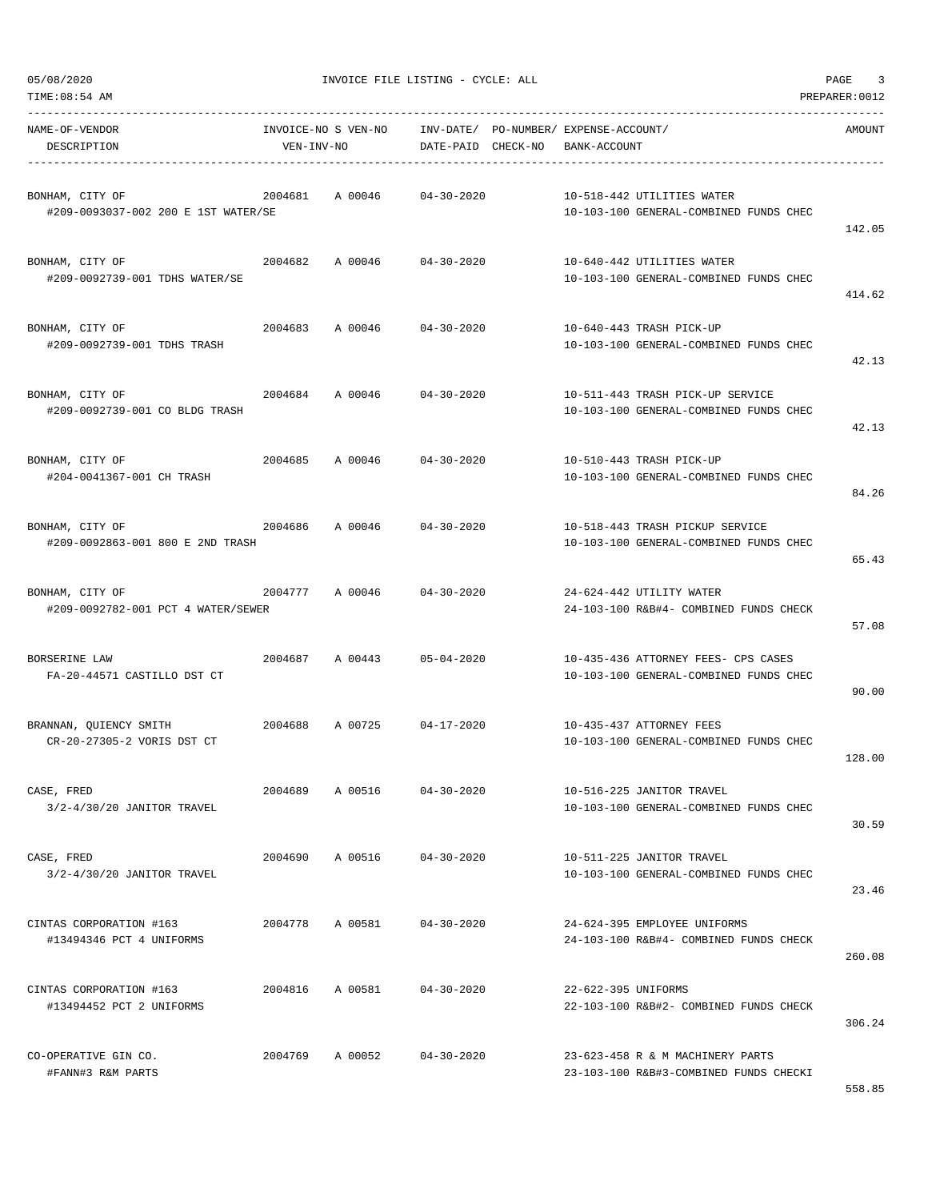05/08/2020 INVOICE FILE LISTING - CYCLE: ALL

TIME:08:54 AM PREPARER:0012

| NAME-OF-VENDOR / DESCRIPTION | INVOICE-NO | S VEN-NO / VEN-INV-NO | INV-DATE/ DATE-PAID | PO-NUMBER/ CHECK-NO | EXPENSE-ACCOUNT/ BANK-ACCOUNT | AMOUNT |
|---|---|---|---|---|---|---|
| BONHAM, CITY OF<br>#209-0093037-002 200 E 1ST WATER/SE | 2004681 | A 00046 | 04-30-2020 | | 10-518-442 UTILITIES WATER<br>10-103-100 GENERAL-COMBINED FUNDS CHEC | 142.05 |
| BONHAM, CITY OF<br>#209-0092739-001 TDHS WATER/SE | 2004682 | A 00046 | 04-30-2020 | | 10-640-442 UTILITIES WATER<br>10-103-100 GENERAL-COMBINED FUNDS CHEC | 414.62 |
| BONHAM, CITY OF<br>#209-0092739-001 TDHS TRASH | 2004683 | A 00046 | 04-30-2020 | | 10-640-443 TRASH PICK-UP<br>10-103-100 GENERAL-COMBINED FUNDS CHEC | 42.13 |
| BONHAM, CITY OF<br>#209-0092739-001 CO BLDG TRASH | 2004684 | A 00046 | 04-30-2020 | | 10-511-443 TRASH PICK-UP SERVICE<br>10-103-100 GENERAL-COMBINED FUNDS CHEC | 42.13 |
| BONHAM, CITY OF<br>#204-0041367-001 CH TRASH | 2004685 | A 00046 | 04-30-2020 | | 10-510-443 TRASH PICK-UP<br>10-103-100 GENERAL-COMBINED FUNDS CHEC | 84.26 |
| BONHAM, CITY OF<br>#209-0092863-001 800 E 2ND TRASH | 2004686 | A 00046 | 04-30-2020 | | 10-518-443 TRASH PICKUP SERVICE<br>10-103-100 GENERAL-COMBINED FUNDS CHEC | 65.43 |
| BONHAM, CITY OF<br>#209-0092782-001 PCT 4 WATER/SEWER | 2004777 | A 00046 | 04-30-2020 | | 24-624-442 UTILITY WATER<br>24-103-100 R&B#4- COMBINED FUNDS CHECK | 57.08 |
| BORSERINE LAW<br>FA-20-44571 CASTILLO DST CT | 2004687 | A 00443 | 05-04-2020 | | 10-435-436 ATTORNEY FEES- CPS CASES<br>10-103-100 GENERAL-COMBINED FUNDS CHEC | 90.00 |
| BRANNAN, QUIENCY SMITH<br>CR-20-27305-2 VORIS DST CT | 2004688 | A 00725 | 04-17-2020 | | 10-435-437 ATTORNEY FEES<br>10-103-100 GENERAL-COMBINED FUNDS CHEC | 128.00 |
| CASE, FRED<br>3/2-4/30/20 JANITOR TRAVEL | 2004689 | A 00516 | 04-30-2020 | | 10-516-225 JANITOR TRAVEL<br>10-103-100 GENERAL-COMBINED FUNDS CHEC | 30.59 |
| CASE, FRED<br>3/2-4/30/20 JANITOR TRAVEL | 2004690 | A 00516 | 04-30-2020 | | 10-511-225 JANITOR TRAVEL<br>10-103-100 GENERAL-COMBINED FUNDS CHEC | 23.46 |
| CINTAS CORPORATION #163<br>#13494346 PCT 4 UNIFORMS | 2004778 | A 00581 | 04-30-2020 | | 24-624-395 EMPLOYEE UNIFORMS<br>24-103-100 R&B#4- COMBINED FUNDS CHECK | 260.08 |
| CINTAS CORPORATION #163<br>#13494452 PCT 2 UNIFORMS | 2004816 | A 00581 | 04-30-2020 | | 22-622-395 UNIFORMS<br>22-103-100 R&B#2- COMBINED FUNDS CHECK | 306.24 |
| CO-OPERATIVE GIN CO.<br>#FANN#3 R&M PARTS | 2004769 | A 00052 | 04-30-2020 | | 23-623-458 R & M MACHINERY PARTS<br>23-103-100 R&B#3-COMBINED FUNDS CHECKI | 558.85 |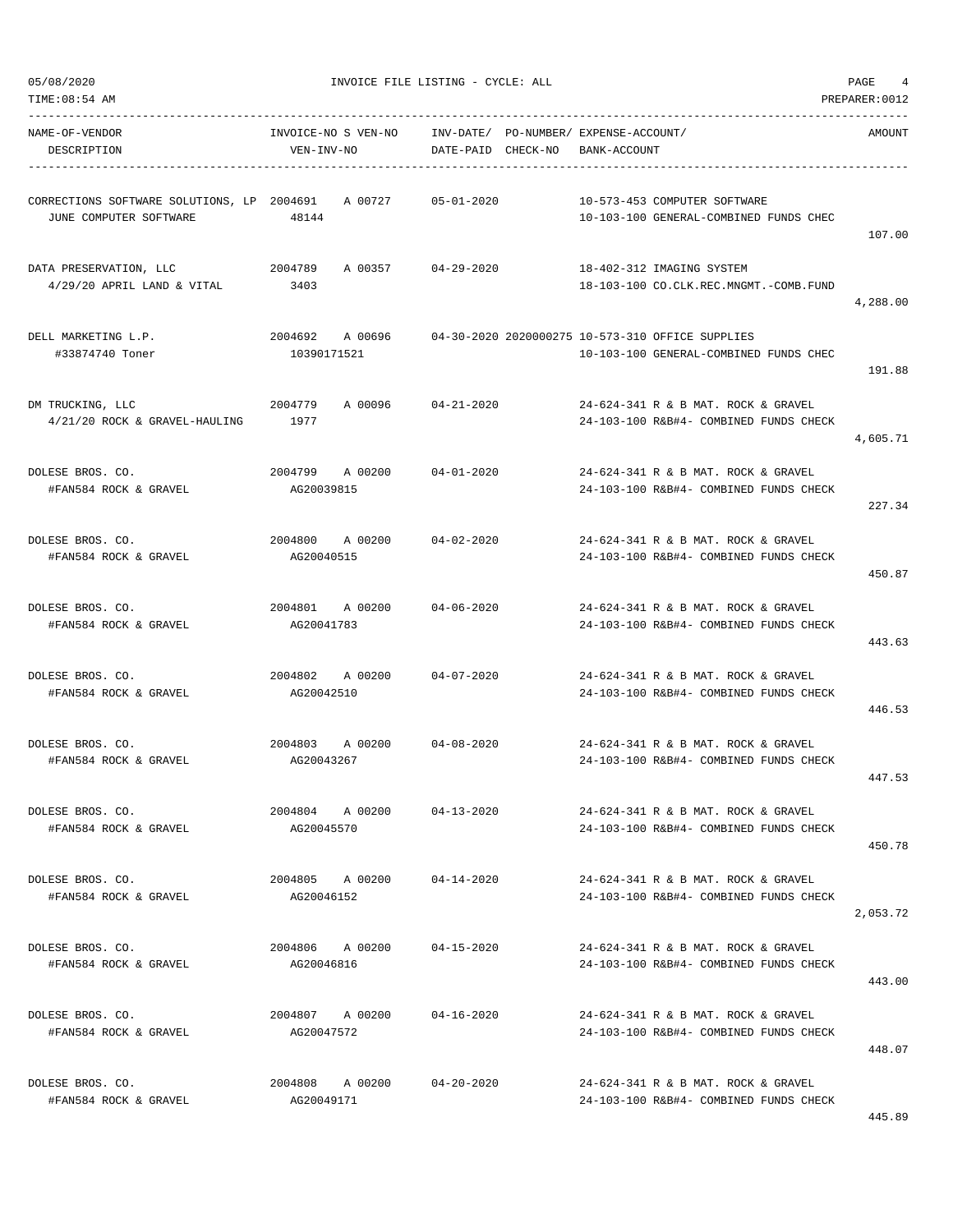05/08/2020 INVOICE FILE LISTING - CYCLE: ALL

TIME:08:54 AM PREPARER:0012

| NAME-OF-VENDOR / DESCRIPTION | INVOICE-NO S VEN-NO / VEN-INV-NO | INV-DATE/ DATE-PAID | PO-NUMBER/ CHECK-NO | EXPENSE-ACCOUNT/ BANK-ACCOUNT | AMOUNT |
|---|---|---|---|---|---|
| CORRECTIONS SOFTWARE SOLUTIONS, LP / JUNE COMPUTER SOFTWARE | 2004691 A 00727 / 48144 | 05-01-2020 | | 10-573-453 COMPUTER SOFTWARE / 10-103-100 GENERAL-COMBINED FUNDS CHEC | 107.00 |
| DATA PRESERVATION, LLC / 4/29/20 APRIL LAND & VITAL | 2004789 A 00357 / 3403 | 04-29-2020 | | 18-402-312 IMAGING SYSTEM / 18-103-100 CO.CLK.REC.MNGMT.-COMB.FUND | 4,288.00 |
| DELL MARKETING L.P. / #33874740 Toner | 2004692 A 00696 / 10390171521 | 04-30-2020 | 2020000275 | 10-573-310 OFFICE SUPPLIES / 10-103-100 GENERAL-COMBINED FUNDS CHEC | 191.88 |
| DM TRUCKING, LLC / 4/21/20 ROCK & GRAVEL-HAULING | 2004779 A 00096 / 1977 | 04-21-2020 | | 24-624-341 R & B MAT. ROCK & GRAVEL / 24-103-100 R&B#4- COMBINED FUNDS CHECK | 4,605.71 |
| DOLESE BROS. CO. / #FAN584 ROCK & GRAVEL | 2004799 A 00200 / AG20039815 | 04-01-2020 | | 24-624-341 R & B MAT. ROCK & GRAVEL / 24-103-100 R&B#4- COMBINED FUNDS CHECK | 227.34 |
| DOLESE BROS. CO. / #FAN584 ROCK & GRAVEL | 2004800 A 00200 / AG20040515 | 04-02-2020 | | 24-624-341 R & B MAT. ROCK & GRAVEL / 24-103-100 R&B#4- COMBINED FUNDS CHECK | 450.87 |
| DOLESE BROS. CO. / #FAN584 ROCK & GRAVEL | 2004801 A 00200 / AG20041783 | 04-06-2020 | | 24-624-341 R & B MAT. ROCK & GRAVEL / 24-103-100 R&B#4- COMBINED FUNDS CHECK | 443.63 |
| DOLESE BROS. CO. / #FAN584 ROCK & GRAVEL | 2004802 A 00200 / AG20042510 | 04-07-2020 | | 24-624-341 R & B MAT. ROCK & GRAVEL / 24-103-100 R&B#4- COMBINED FUNDS CHECK | 446.53 |
| DOLESE BROS. CO. / #FAN584 ROCK & GRAVEL | 2004803 A 00200 / AG20043267 | 04-08-2020 | | 24-624-341 R & B MAT. ROCK & GRAVEL / 24-103-100 R&B#4- COMBINED FUNDS CHECK | 447.53 |
| DOLESE BROS. CO. / #FAN584 ROCK & GRAVEL | 2004804 A 00200 / AG20045570 | 04-13-2020 | | 24-624-341 R & B MAT. ROCK & GRAVEL / 24-103-100 R&B#4- COMBINED FUNDS CHECK | 450.78 |
| DOLESE BROS. CO. / #FAN584 ROCK & GRAVEL | 2004805 A 00200 / AG20046152 | 04-14-2020 | | 24-624-341 R & B MAT. ROCK & GRAVEL / 24-103-100 R&B#4- COMBINED FUNDS CHECK | 2,053.72 |
| DOLESE BROS. CO. / #FAN584 ROCK & GRAVEL | 2004806 A 00200 / AG20046816 | 04-15-2020 | | 24-624-341 R & B MAT. ROCK & GRAVEL / 24-103-100 R&B#4- COMBINED FUNDS CHECK | 443.00 |
| DOLESE BROS. CO. / #FAN584 ROCK & GRAVEL | 2004807 A 00200 / AG20047572 | 04-16-2020 | | 24-624-341 R & B MAT. ROCK & GRAVEL / 24-103-100 R&B#4- COMBINED FUNDS CHECK | 448.07 |
| DOLESE BROS. CO. / #FAN584 ROCK & GRAVEL | 2004808 A 00200 / AG20049171 | 04-20-2020 | | 24-624-341 R & B MAT. ROCK & GRAVEL / 24-103-100 R&B#4- COMBINED FUNDS CHECK | 445.89 |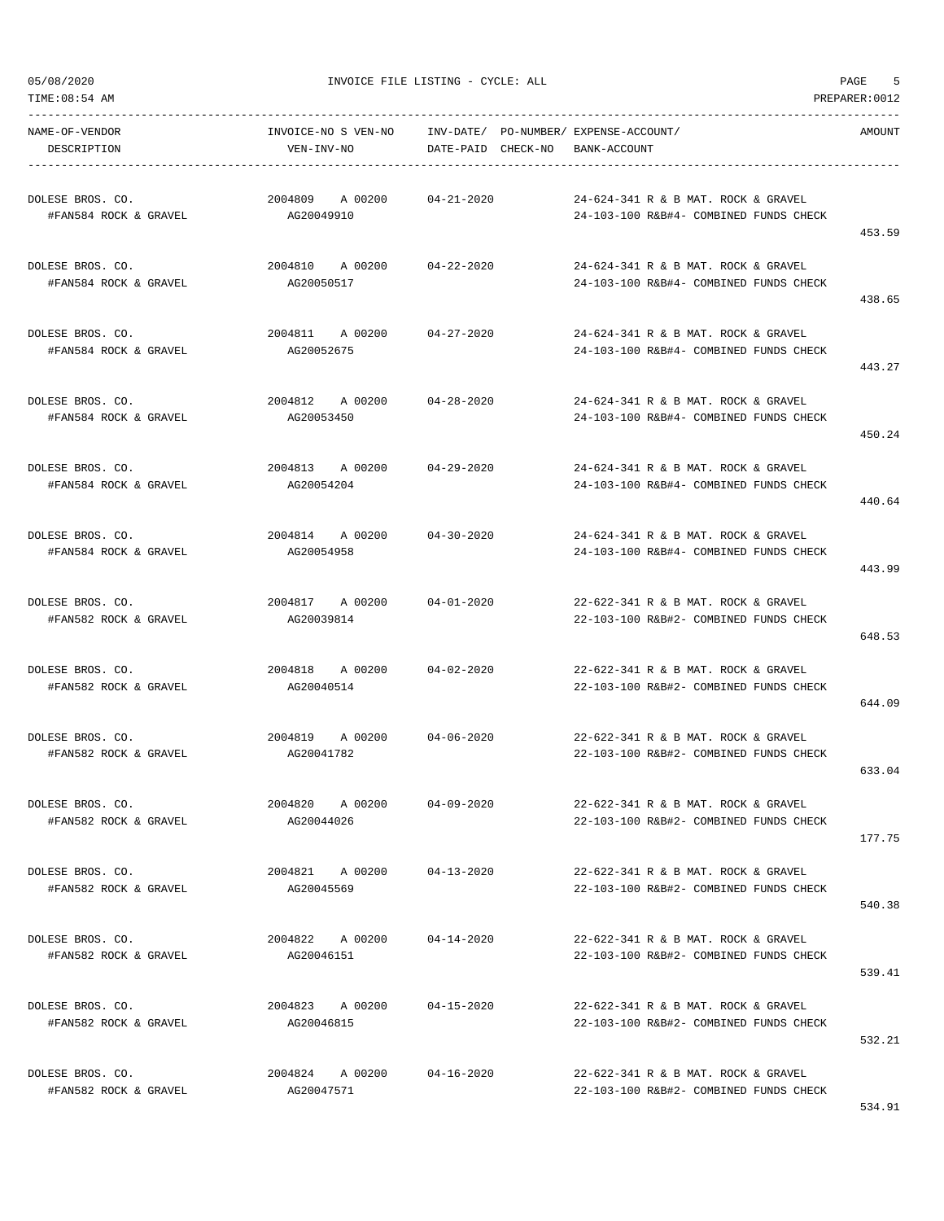05/08/2020 INVOICE FILE LISTING - CYCLE: ALL

TIME:08:54 AM PREPARER:0012

| NAME-OF-VENDOR / DESCRIPTION | INVOICE-NO S VEN-NO / VEN-INV-NO | INV-DATE/ DATE-PAID | PO-NUMBER/ CHECK-NO | EXPENSE-ACCOUNT/ BANK-ACCOUNT | AMOUNT |
|---|---|---|---|---|---|
| DOLESE BROS. CO. #FAN584 ROCK & GRAVEL | 2004809 A 00200 AG20049910 | 04-21-2020 | | 24-624-341 R & B MAT. ROCK & GRAVEL 24-103-100 R&B#4- COMBINED FUNDS CHECK | 453.59 |
| DOLESE BROS. CO. #FAN584 ROCK & GRAVEL | 2004810 A 00200 AG20050517 | 04-22-2020 | | 24-624-341 R & B MAT. ROCK & GRAVEL 24-103-100 R&B#4- COMBINED FUNDS CHECK | 438.65 |
| DOLESE BROS. CO. #FAN584 ROCK & GRAVEL | 2004811 A 00200 AG20052675 | 04-27-2020 | | 24-624-341 R & B MAT. ROCK & GRAVEL 24-103-100 R&B#4- COMBINED FUNDS CHECK | 443.27 |
| DOLESE BROS. CO. #FAN584 ROCK & GRAVEL | 2004812 A 00200 AG20053450 | 04-28-2020 | | 24-624-341 R & B MAT. ROCK & GRAVEL 24-103-100 R&B#4- COMBINED FUNDS CHECK | 450.24 |
| DOLESE BROS. CO. #FAN584 ROCK & GRAVEL | 2004813 A 00200 AG20054204 | 04-29-2020 | | 24-624-341 R & B MAT. ROCK & GRAVEL 24-103-100 R&B#4- COMBINED FUNDS CHECK | 440.64 |
| DOLESE BROS. CO. #FAN584 ROCK & GRAVEL | 2004814 A 00200 AG20054958 | 04-30-2020 | | 24-624-341 R & B MAT. ROCK & GRAVEL 24-103-100 R&B#4- COMBINED FUNDS CHECK | 443.99 |
| DOLESE BROS. CO. #FAN582 ROCK & GRAVEL | 2004817 A 00200 AG20039814 | 04-01-2020 | | 22-622-341 R & B MAT. ROCK & GRAVEL 22-103-100 R&B#2- COMBINED FUNDS CHECK | 648.53 |
| DOLESE BROS. CO. #FAN582 ROCK & GRAVEL | 2004818 A 00200 AG20040514 | 04-02-2020 | | 22-622-341 R & B MAT. ROCK & GRAVEL 22-103-100 R&B#2- COMBINED FUNDS CHECK | 644.09 |
| DOLESE BROS. CO. #FAN582 ROCK & GRAVEL | 2004819 A 00200 AG20041782 | 04-06-2020 | | 22-622-341 R & B MAT. ROCK & GRAVEL 22-103-100 R&B#2- COMBINED FUNDS CHECK | 633.04 |
| DOLESE BROS. CO. #FAN582 ROCK & GRAVEL | 2004820 A 00200 AG20044026 | 04-09-2020 | | 22-622-341 R & B MAT. ROCK & GRAVEL 22-103-100 R&B#2- COMBINED FUNDS CHECK | 177.75 |
| DOLESE BROS. CO. #FAN582 ROCK & GRAVEL | 2004821 A 00200 AG20045569 | 04-13-2020 | | 22-622-341 R & B MAT. ROCK & GRAVEL 22-103-100 R&B#2- COMBINED FUNDS CHECK | 540.38 |
| DOLESE BROS. CO. #FAN582 ROCK & GRAVEL | 2004822 A 00200 AG20046151 | 04-14-2020 | | 22-622-341 R & B MAT. ROCK & GRAVEL 22-103-100 R&B#2- COMBINED FUNDS CHECK | 539.41 |
| DOLESE BROS. CO. #FAN582 ROCK & GRAVEL | 2004823 A 00200 AG20046815 | 04-15-2020 | | 22-622-341 R & B MAT. ROCK & GRAVEL 22-103-100 R&B#2- COMBINED FUNDS CHECK | 532.21 |
| DOLESE BROS. CO. #FAN582 ROCK & GRAVEL | 2004824 A 00200 AG20047571 | 04-16-2020 | | 22-622-341 R & B MAT. ROCK & GRAVEL 22-103-100 R&B#2- COMBINED FUNDS CHECK | 534.91 |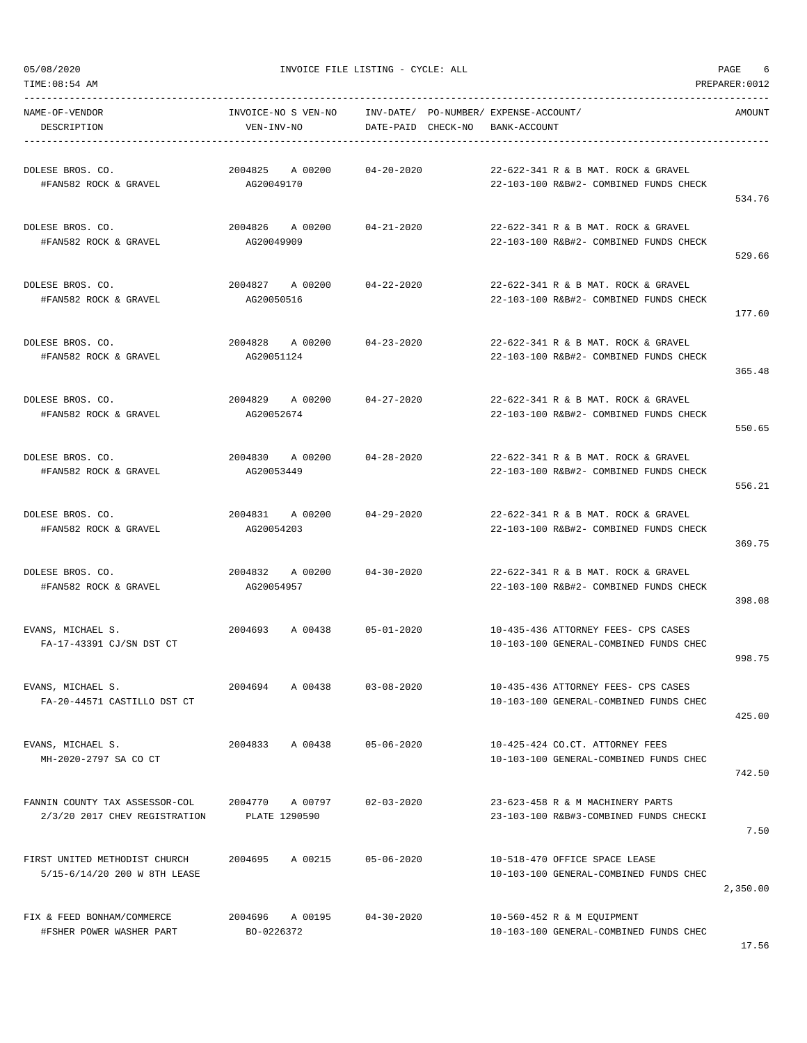| NAME-OF-VENDOR / DESCRIPTION | INVOICE-NO S VEN-NO / VEN-INV-NO | INV-DATE/ DATE-PAID | PO-NUMBER/ CHECK-NO | EXPENSE-ACCOUNT/ BANK-ACCOUNT | AMOUNT |
|---|---|---|---|---|---|
| DOLESE BROS. CO.<br>#FAN582 ROCK & GRAVEL | 2004825 A 00200<br>AG20049170 | 04-20-2020 | | 22-622-341 R & B MAT. ROCK & GRAVEL<br>22-103-100 R&B#2- COMBINED FUNDS CHECK | 534.76 |
| DOLESE BROS. CO.<br>#FAN582 ROCK & GRAVEL | 2004826 A 00200<br>AG20049909 | 04-21-2020 | | 22-622-341 R & B MAT. ROCK & GRAVEL<br>22-103-100 R&B#2- COMBINED FUNDS CHECK | 529.66 |
| DOLESE BROS. CO.<br>#FAN582 ROCK & GRAVEL | 2004827 A 00200<br>AG20050516 | 04-22-2020 | | 22-622-341 R & B MAT. ROCK & GRAVEL<br>22-103-100 R&B#2- COMBINED FUNDS CHECK | 177.60 |
| DOLESE BROS. CO.<br>#FAN582 ROCK & GRAVEL | 2004828 A 00200<br>AG20051124 | 04-23-2020 | | 22-622-341 R & B MAT. ROCK & GRAVEL<br>22-103-100 R&B#2- COMBINED FUNDS CHECK | 365.48 |
| DOLESE BROS. CO.<br>#FAN582 ROCK & GRAVEL | 2004829 A 00200<br>AG20052674 | 04-27-2020 | | 22-622-341 R & B MAT. ROCK & GRAVEL<br>22-103-100 R&B#2- COMBINED FUNDS CHECK | 550.65 |
| DOLESE BROS. CO.<br>#FAN582 ROCK & GRAVEL | 2004830 A 00200<br>AG20053449 | 04-28-2020 | | 22-622-341 R & B MAT. ROCK & GRAVEL<br>22-103-100 R&B#2- COMBINED FUNDS CHECK | 556.21 |
| DOLESE BROS. CO.<br>#FAN582 ROCK & GRAVEL | 2004831 A 00200<br>AG20054203 | 04-29-2020 | | 22-622-341 R & B MAT. ROCK & GRAVEL<br>22-103-100 R&B#2- COMBINED FUNDS CHECK | 369.75 |
| DOLESE BROS. CO.<br>#FAN582 ROCK & GRAVEL | 2004832 A 00200<br>AG20054957 | 04-30-2020 | | 22-622-341 R & B MAT. ROCK & GRAVEL<br>22-103-100 R&B#2- COMBINED FUNDS CHECK | 398.08 |
| EVANS, MICHAEL S.<br>FA-17-43391 CJ/SN DST CT | 2004693 A 00438 | 05-01-2020 | | 10-435-436 ATTORNEY FEES- CPS CASES<br>10-103-100 GENERAL-COMBINED FUNDS CHEC | 998.75 |
| EVANS, MICHAEL S.<br>FA-20-44571 CASTILLO DST CT | 2004694 A 00438 | 03-08-2020 | | 10-435-436 ATTORNEY FEES- CPS CASES<br>10-103-100 GENERAL-COMBINED FUNDS CHEC | 425.00 |
| EVANS, MICHAEL S.<br>MH-2020-2797 SA CO CT | 2004833 A 00438 | 05-06-2020 | | 10-425-424 CO.CT. ATTORNEY FEES<br>10-103-100 GENERAL-COMBINED FUNDS CHEC | 742.50 |
| FANNIN COUNTY TAX ASSESSOR-COL<br>2/3/20 2017 CHEV REGISTRATION | 2004770 A 00797<br>PLATE 1290590 | 02-03-2020 | | 23-623-458 R & M MACHINERY PARTS<br>23-103-100 R&B#3-COMBINED FUNDS CHECKI | 7.50 |
| FIRST UNITED METHODIST CHURCH<br>5/15-6/14/20 200 W 8TH LEASE | 2004695 A 00215 | 05-06-2020 | | 10-518-470 OFFICE SPACE LEASE<br>10-103-100 GENERAL-COMBINED FUNDS CHEC | 2,350.00 |
| FIX & FEED BONHAM/COMMERCE<br>#FSHER POWER WASHER PART | 2004696 A 00195<br>BO-0226372 | 04-30-2020 | | 10-560-452 R & M EQUIPMENT<br>10-103-100 GENERAL-COMBINED FUNDS CHEC | 17.56 |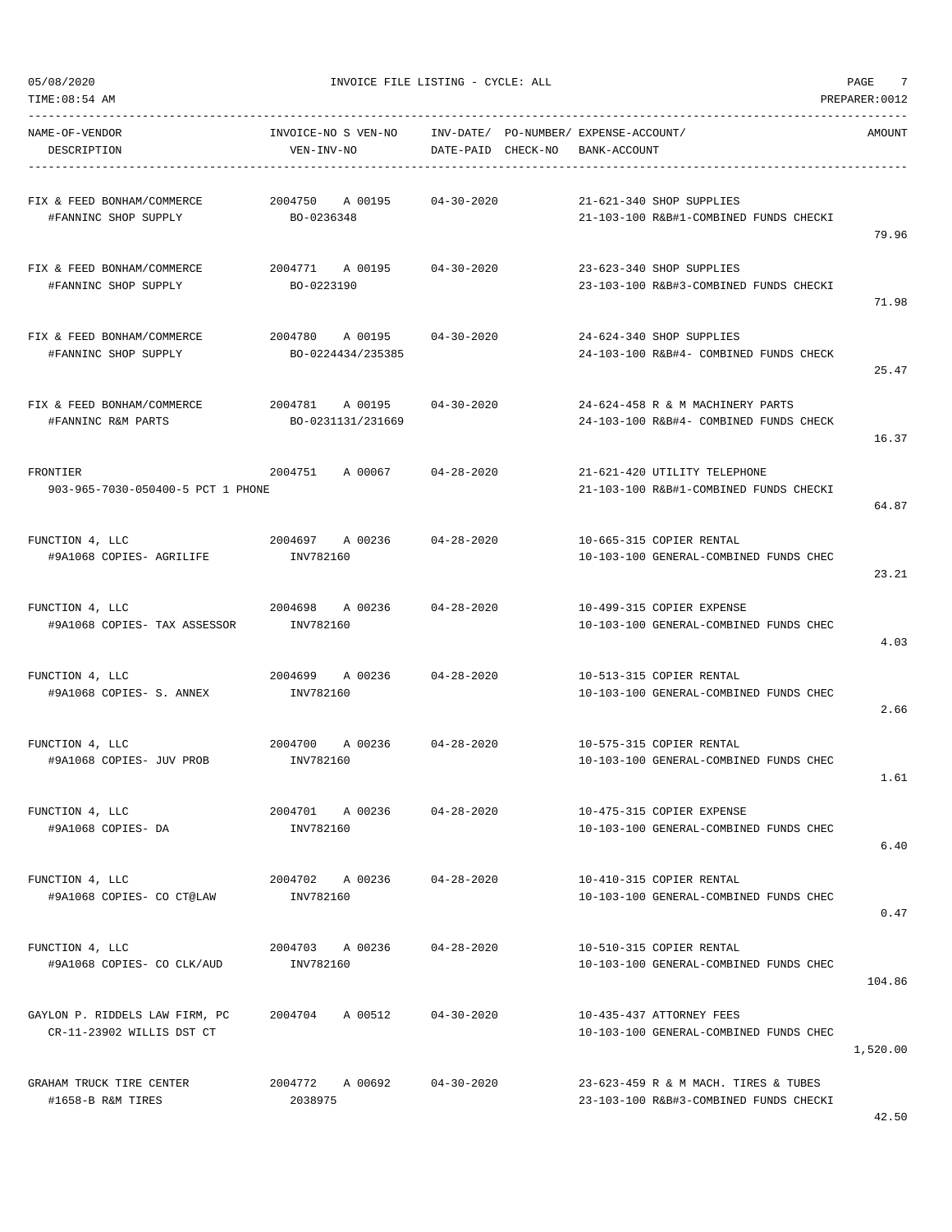INVOICE FILE LISTING - CYCLE: ALL

05/08/2020
TIME:08:54 AM
PREPARER:0012

| NAME-OF-VENDOR / DESCRIPTION | INVOICE-NO S VEN-NO / VEN-INV-NO | INV-DATE/ DATE-PAID | PO-NUMBER/ CHECK-NO | EXPENSE-ACCOUNT/ BANK-ACCOUNT | AMOUNT |
|---|---|---|---|---|---|
| FIX & FEED BONHAM/COMMERCE<br>#FANNINC SHOP SUPPLY | 2004750 A 00195<br>BO-0236348 | 04-30-2020 | | 21-621-340 SHOP SUPPLIES<br>21-103-100 R&B#1-COMBINED FUNDS CHECKI | 79.96 |
| FIX & FEED BONHAM/COMMERCE<br>#FANNINC SHOP SUPPLY | 2004771 A 00195<br>BO-0223190 | 04-30-2020 | | 23-623-340 SHOP SUPPLIES<br>23-103-100 R&B#3-COMBINED FUNDS CHECKI | 71.98 |
| FIX & FEED BONHAM/COMMERCE<br>#FANNINC SHOP SUPPLY | 2004780 A 00195<br>BO-0224434/235385 | 04-30-2020 | | 24-624-340 SHOP SUPPLIES<br>24-103-100 R&B#4- COMBINED FUNDS CHECK | 25.47 |
| FIX & FEED BONHAM/COMMERCE<br>#FANNINC R&M PARTS | 2004781 A 00195<br>BO-0231131/231669 | 04-30-2020 | | 24-624-458 R & M MACHINERY PARTS<br>24-103-100 R&B#4- COMBINED FUNDS CHECK | 16.37 |
| FRONTIER<br>903-965-7030-050400-5 PCT 1 PHONE | 2004751 A 00067 | 04-28-2020 | | 21-621-420 UTILITY TELEPHONE<br>21-103-100 R&B#1-COMBINED FUNDS CHECKI | 64.87 |
| FUNCTION 4, LLC<br>#9A1068 COPIES- AGRILIFE | 2004697 A 00236<br>INV782160 | 04-28-2020 | | 10-665-315 COPIER RENTAL<br>10-103-100 GENERAL-COMBINED FUNDS CHEC | 23.21 |
| FUNCTION 4, LLC<br>#9A1068 COPIES- TAX ASSESSOR | 2004698 A 00236<br>INV782160 | 04-28-2020 | | 10-499-315 COPIER EXPENSE<br>10-103-100 GENERAL-COMBINED FUNDS CHEC | 4.03 |
| FUNCTION 4, LLC<br>#9A1068 COPIES- S. ANNEX | 2004699 A 00236<br>INV782160 | 04-28-2020 | | 10-513-315 COPIER RENTAL<br>10-103-100 GENERAL-COMBINED FUNDS CHEC | 2.66 |
| FUNCTION 4, LLC<br>#9A1068 COPIES- JUV PROB | 2004700 A 00236<br>INV782160 | 04-28-2020 | | 10-575-315 COPIER RENTAL<br>10-103-100 GENERAL-COMBINED FUNDS CHEC | 1.61 |
| FUNCTION 4, LLC<br>#9A1068 COPIES- DA | 2004701 A 00236<br>INV782160 | 04-28-2020 | | 10-475-315 COPIER EXPENSE<br>10-103-100 GENERAL-COMBINED FUNDS CHEC | 6.40 |
| FUNCTION 4, LLC<br>#9A1068 COPIES- CO CT@LAW | 2004702 A 00236<br>INV782160 | 04-28-2020 | | 10-410-315 COPIER RENTAL<br>10-103-100 GENERAL-COMBINED FUNDS CHEC | 0.47 |
| FUNCTION 4, LLC<br>#9A1068 COPIES- CO CLK/AUD | 2004703 A 00236<br>INV782160 | 04-28-2020 | | 10-510-315 COPIER RENTAL<br>10-103-100 GENERAL-COMBINED FUNDS CHEC | 104.86 |
| GAYLON P. RIDDELS LAW FIRM, PC<br>CR-11-23902 WILLIS DST CT | 2004704 A 00512 | 04-30-2020 | | 10-435-437 ATTORNEY FEES<br>10-103-100 GENERAL-COMBINED FUNDS CHEC | 1,520.00 |
| GRAHAM TRUCK TIRE CENTER<br>#1658-B R&M TIRES | 2004772 A 00692<br>2038975 | 04-30-2020 | | 23-623-459 R & M MACH. TIRES & TUBES<br>23-103-100 R&B#3-COMBINED FUNDS CHECKI | 42.50 |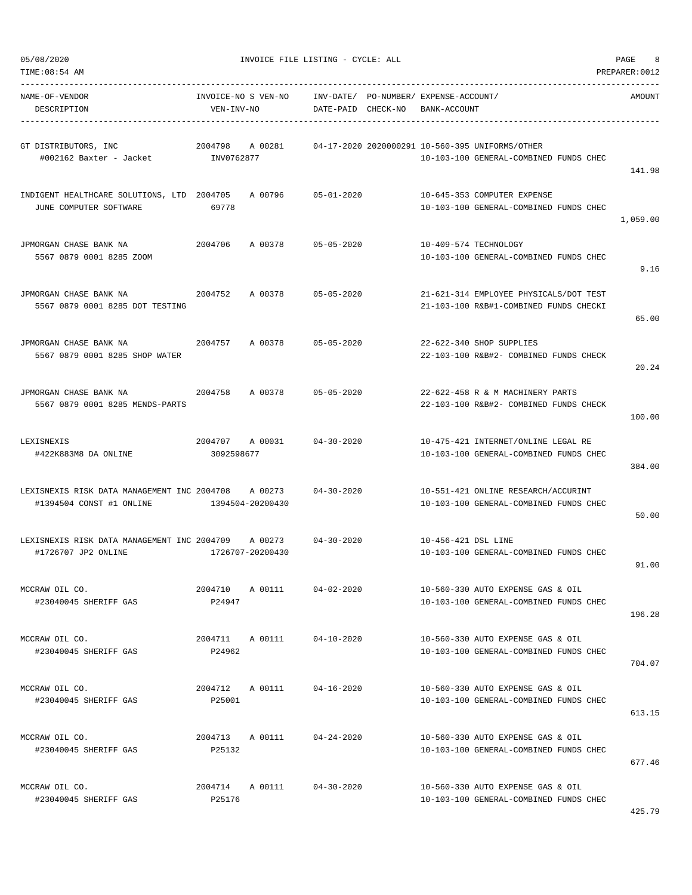05/08/2020 INVOICE FILE LISTING - CYCLE: ALL

TIME:08:54 AM PREPARER:0012

| NAME-OF-VENDOR / DESCRIPTION | INVOICE-NO S VEN-NO / VEN-INV-NO | INV-DATE/ DATE-PAID | PO-NUMBER/ CHECK-NO | EXPENSE-ACCOUNT/ BANK-ACCOUNT | AMOUNT |
|---|---|---|---|---|---|
| GT DISTRIBUTORS, INC<br>#002162 Baxter - Jacket | 2004798 A 00281<br>INV0762877 | 04-17-2020 | 2020000291 | 10-560-395 UNIFORMS/OTHER<br>10-103-100 GENERAL-COMBINED FUNDS CHEC | 141.98 |
| INDIGENT HEALTHCARE SOLUTIONS, LTD<br>JUNE COMPUTER SOFTWARE | 2004705 A 00796<br>69778 | 05-01-2020 | | 10-645-353 COMPUTER EXPENSE<br>10-103-100 GENERAL-COMBINED FUNDS CHEC | 1,059.00 |
| JPMORGAN CHASE BANK NA<br>5567 0879 0001 8285 ZOOM | 2004706 A 00378 | 05-05-2020 | | 10-409-574 TECHNOLOGY<br>10-103-100 GENERAL-COMBINED FUNDS CHEC | 9.16 |
| JPMORGAN CHASE BANK NA<br>5567 0879 0001 8285 DOT TESTING | 2004752 A 00378 | 05-05-2020 | | 21-621-314 EMPLOYEE PHYSICALS/DOT TEST<br>21-103-100 R&B#1-COMBINED FUNDS CHECKI | 65.00 |
| JPMORGAN CHASE BANK NA<br>5567 0879 0001 8285 SHOP WATER | 2004757 A 00378 | 05-05-2020 | | 22-622-340 SHOP SUPPLIES<br>22-103-100 R&B#2- COMBINED FUNDS CHECK | 20.24 |
| JPMORGAN CHASE BANK NA<br>5567 0879 0001 8285 MENDS-PARTS | 2004758 A 00378 | 05-05-2020 | | 22-622-458 R & M MACHINERY PARTS<br>22-103-100 R&B#2- COMBINED FUNDS CHECK | 100.00 |
| LEXISNEXIS<br>#422K883M8 DA ONLINE | 2004707 A 00031<br>3092598677 | 04-30-2020 | | 10-475-421 INTERNET/ONLINE LEGAL RE<br>10-103-100 GENERAL-COMBINED FUNDS CHEC | 384.00 |
| LEXISNEXIS RISK DATA MANAGEMENT INC<br>#1394504 CONST #1 ONLINE | 2004708 A 00273<br>1394504-20200430 | 04-30-2020 | | 10-551-421 ONLINE RESEARCH/ACCURINT<br>10-103-100 GENERAL-COMBINED FUNDS CHEC | 50.00 |
| LEXISNEXIS RISK DATA MANAGEMENT INC<br>#1726707 JP2 ONLINE | 2004709 A 00273<br>1726707-20200430 | 04-30-2020 | | 10-456-421 DSL LINE<br>10-103-100 GENERAL-COMBINED FUNDS CHEC | 91.00 |
| MCCRAW OIL CO.<br>#23040045 SHERIFF GAS | 2004710 A 00111<br>P24947 | 04-02-2020 | | 10-560-330 AUTO EXPENSE GAS & OIL<br>10-103-100 GENERAL-COMBINED FUNDS CHEC | 196.28 |
| MCCRAW OIL CO.<br>#23040045 SHERIFF GAS | 2004711 A 00111<br>P24962 | 04-10-2020 | | 10-560-330 AUTO EXPENSE GAS & OIL<br>10-103-100 GENERAL-COMBINED FUNDS CHEC | 704.07 |
| MCCRAW OIL CO.<br>#23040045 SHERIFF GAS | 2004712 A 00111<br>P25001 | 04-16-2020 | | 10-560-330 AUTO EXPENSE GAS & OIL<br>10-103-100 GENERAL-COMBINED FUNDS CHEC | 613.15 |
| MCCRAW OIL CO.<br>#23040045 SHERIFF GAS | 2004713 A 00111<br>P25132 | 04-24-2020 | | 10-560-330 AUTO EXPENSE GAS & OIL<br>10-103-100 GENERAL-COMBINED FUNDS CHEC | 677.46 |
| MCCRAW OIL CO.<br>#23040045 SHERIFF GAS | 2004714 A 00111<br>P25176 | 04-30-2020 | | 10-560-330 AUTO EXPENSE GAS & OIL<br>10-103-100 GENERAL-COMBINED FUNDS CHEC | 425.79 |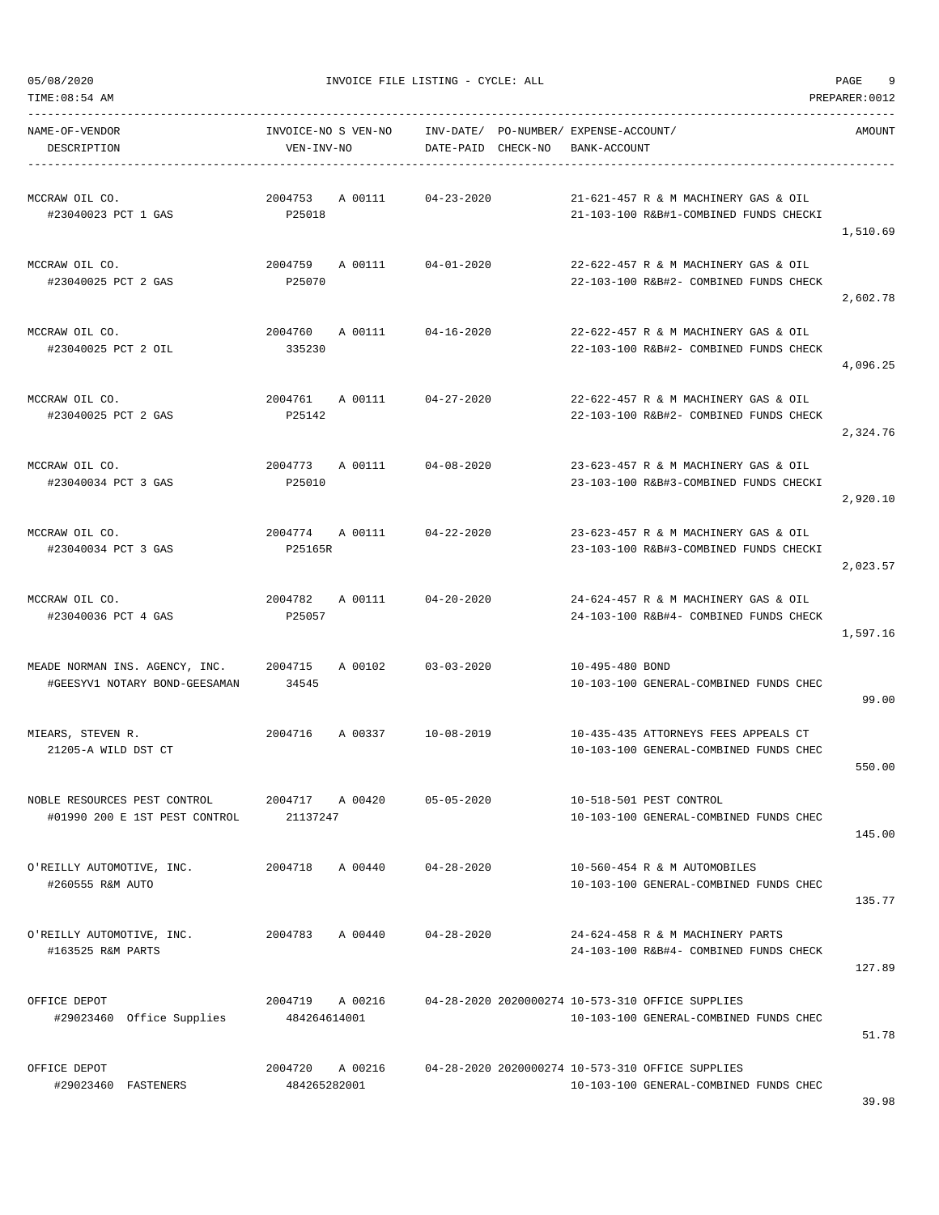| NAME-OF-VENDOR<br>DESCRIPTION | INVOICE-NO S VEN-NO<br>VEN-INV-NO | INV-DATE/ PO-NUMBER/<br>DATE-PAID CHECK-NO | EXPENSE-ACCOUNT/<br>BANK-ACCOUNT | AMOUNT |
|---|---|---|---|---|
| MCCRAW OIL CO.<br>#23040023 PCT 1 GAS | 2004753 A 00111<br>P25018 | 04-23-2020 | 21-621-457 R & M MACHINERY GAS & OIL<br>21-103-100 R&B#1-COMBINED FUNDS CHECKI | 1,510.69 |
| MCCRAW OIL CO.<br>#23040025 PCT 2 GAS | 2004759 A 00111<br>P25070 | 04-01-2020 | 22-622-457 R & M MACHINERY GAS & OIL<br>22-103-100 R&B#2- COMBINED FUNDS CHECK | 2,602.78 |
| MCCRAW OIL CO.<br>#23040025 PCT 2 OIL | 2004760 A 00111<br>335230 | 04-16-2020 | 22-622-457 R & M MACHINERY GAS & OIL<br>22-103-100 R&B#2- COMBINED FUNDS CHECK | 4,096.25 |
| MCCRAW OIL CO.<br>#23040025 PCT 2 GAS | 2004761 A 00111<br>P25142 | 04-27-2020 | 22-622-457 R & M MACHINERY GAS & OIL<br>22-103-100 R&B#2- COMBINED FUNDS CHECK | 2,324.76 |
| MCCRAW OIL CO.<br>#23040034 PCT 3 GAS | 2004773 A 00111<br>P25010 | 04-08-2020 | 23-623-457 R & M MACHINERY GAS & OIL<br>23-103-100 R&B#3-COMBINED FUNDS CHECKI | 2,920.10 |
| MCCRAW OIL CO.<br>#23040034 PCT 3 GAS | 2004774 A 00111<br>P25165R | 04-22-2020 | 23-623-457 R & M MACHINERY GAS & OIL<br>23-103-100 R&B#3-COMBINED FUNDS CHECKI | 2,023.57 |
| MCCRAW OIL CO.<br>#23040036 PCT 4 GAS | 2004782 A 00111<br>P25057 | 04-20-2020 | 24-624-457 R & M MACHINERY GAS & OIL<br>24-103-100 R&B#4- COMBINED FUNDS CHECK | 1,597.16 |
| MEADE NORMAN INS. AGENCY, INC.<br>#GEESYV1 NOTARY BOND-GEESAMAN | 2004715 A 00102<br>34545 | 03-03-2020 | 10-495-480 BOND<br>10-103-100 GENERAL-COMBINED FUNDS CHEC | 99.00 |
| MIEARS, STEVEN R.<br>21205-A WILD DST CT | 2004716 A 00337 | 10-08-2019 | 10-435-435 ATTORNEYS FEES APPEALS CT<br>10-103-100 GENERAL-COMBINED FUNDS CHEC | 550.00 |
| NOBLE RESOURCES PEST CONTROL<br>#01990 200 E 1ST PEST CONTROL | 2004717 A 00420<br>21137247 | 05-05-2020 | 10-518-501 PEST CONTROL<br>10-103-100 GENERAL-COMBINED FUNDS CHEC | 145.00 |
| O'REILLY AUTOMOTIVE, INC.<br>#260555 R&M AUTO | 2004718 A 00440 | 04-28-2020 | 10-560-454 R & M AUTOMOBILES<br>10-103-100 GENERAL-COMBINED FUNDS CHEC | 135.77 |
| O'REILLY AUTOMOTIVE, INC.<br>#163525 R&M PARTS | 2004783 A 00440 | 04-28-2020 | 24-624-458 R & M MACHINERY PARTS<br>24-103-100 R&B#4- COMBINED FUNDS CHECK | 127.89 |
| OFFICE DEPOT<br>#29023460 Office Supplies | 2004719 A 00216<br>484264614001 | 04-28-2020 2020000274 | 10-573-310 OFFICE SUPPLIES<br>10-103-100 GENERAL-COMBINED FUNDS CHEC | 51.78 |
| OFFICE DEPOT<br>#29023460 FASTENERS | 2004720 A 00216<br>484265282001 | 04-28-2020 2020000274 | 10-573-310 OFFICE SUPPLIES<br>10-103-100 GENERAL-COMBINED FUNDS CHEC | 39.98 |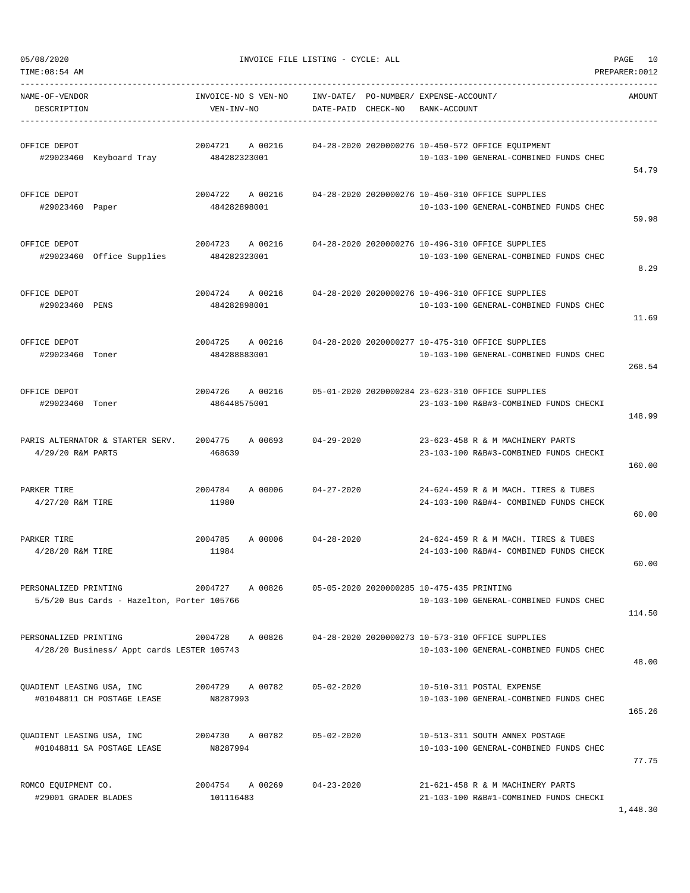05/08/2020 INVOICE FILE LISTING - CYCLE: ALL

TIME:08:54 AM PREPARER:0012

| NAME-OF-VENDOR<br>DESCRIPTION | INVOICE-NO S VEN-NO<br>VEN-INV-NO | INV-DATE/ PO-NUMBER/<br>DATE-PAID CHECK-NO | EXPENSE-ACCOUNT/<br>BANK-ACCOUNT | AMOUNT |
|---|---|---|---|---|
| OFFICE DEPOT<br>#29023460 Keyboard Tray | 2004721 A 00216<br>484282323001 | 04-28-2020 2020000276 | 10-450-572 OFFICE EQUIPMENT<br>10-103-100 GENERAL-COMBINED FUNDS CHEC | 54.79 |
| OFFICE DEPOT<br>#29023460 Paper | 2004722 A 00216<br>484282898001 | 04-28-2020 2020000276 | 10-450-310 OFFICE SUPPLIES<br>10-103-100 GENERAL-COMBINED FUNDS CHEC | 59.98 |
| OFFICE DEPOT<br>#29023460 Office Supplies | 2004723 A 00216<br>484282323001 | 04-28-2020 2020000276 | 10-496-310 OFFICE SUPPLIES<br>10-103-100 GENERAL-COMBINED FUNDS CHEC | 8.29 |
| OFFICE DEPOT<br>#29023460 PENS | 2004724 A 00216<br>484282898001 | 04-28-2020 2020000276 | 10-496-310 OFFICE SUPPLIES<br>10-103-100 GENERAL-COMBINED FUNDS CHEC | 11.69 |
| OFFICE DEPOT<br>#29023460 Toner | 2004725 A 00216<br>484288883001 | 04-28-2020 2020000277 | 10-475-310 OFFICE SUPPLIES<br>10-103-100 GENERAL-COMBINED FUNDS CHEC | 268.54 |
| OFFICE DEPOT<br>#29023460 Toner | 2004726 A 00216<br>486448575001 | 05-01-2020 2020000284 | 23-623-310 OFFICE SUPPLIES<br>23-103-100 R&B#3-COMBINED FUNDS CHECKI | 148.99 |
| PARIS ALTERNATOR & STARTER SERV.<br>4/29/20 R&M PARTS | 2004775 A 00693<br>468639 | 04-29-2020 | 23-623-458 R & M MACHINERY PARTS<br>23-103-100 R&B#3-COMBINED FUNDS CHECKI | 160.00 |
| PARKER TIRE<br>4/27/20 R&M TIRE | 2004784 A 00006<br>11980 | 04-27-2020 | 24-624-459 R & M MACH. TIRES & TUBES<br>24-103-100 R&B#4- COMBINED FUNDS CHECK | 60.00 |
| PARKER TIRE<br>4/28/20 R&M TIRE | 2004785 A 00006<br>11984 | 04-28-2020 | 24-624-459 R & M MACH. TIRES & TUBES<br>24-103-100 R&B#4- COMBINED FUNDS CHECK | 60.00 |
| PERSONALIZED PRINTING<br>5/5/20 Bus Cards - Hazelton, Porter | 2004727 A 00826<br>105766 | 05-05-2020 2020000285 | 10-475-435 PRINTING<br>10-103-100 GENERAL-COMBINED FUNDS CHEC | 114.50 |
| PERSONALIZED PRINTING<br>4/28/20 Business/ Appt cards LESTER | 2004728 A 00826<br>105743 | 04-28-2020 2020000273 | 10-573-310 OFFICE SUPPLIES<br>10-103-100 GENERAL-COMBINED FUNDS CHEC | 48.00 |
| QUADIENT LEASING USA, INC<br>#01048811 CH POSTAGE LEASE | 2004729 A 00782<br>N8287993 | 05-02-2020 | 10-510-311 POSTAL EXPENSE<br>10-103-100 GENERAL-COMBINED FUNDS CHEC | 165.26 |
| QUADIENT LEASING USA, INC<br>#01048811 SA POSTAGE LEASE | 2004730 A 00782<br>N8287994 | 05-02-2020 | 10-513-311 SOUTH ANNEX POSTAGE<br>10-103-100 GENERAL-COMBINED FUNDS CHEC | 77.75 |
| ROMCO EQUIPMENT CO.<br>#29001 GRADER BLADES | 2004754 A 00269<br>101116483 | 04-23-2020 | 21-621-458 R & M MACHINERY PARTS<br>21-103-100 R&B#1-COMBINED FUNDS CHECKI | 1,448.30 |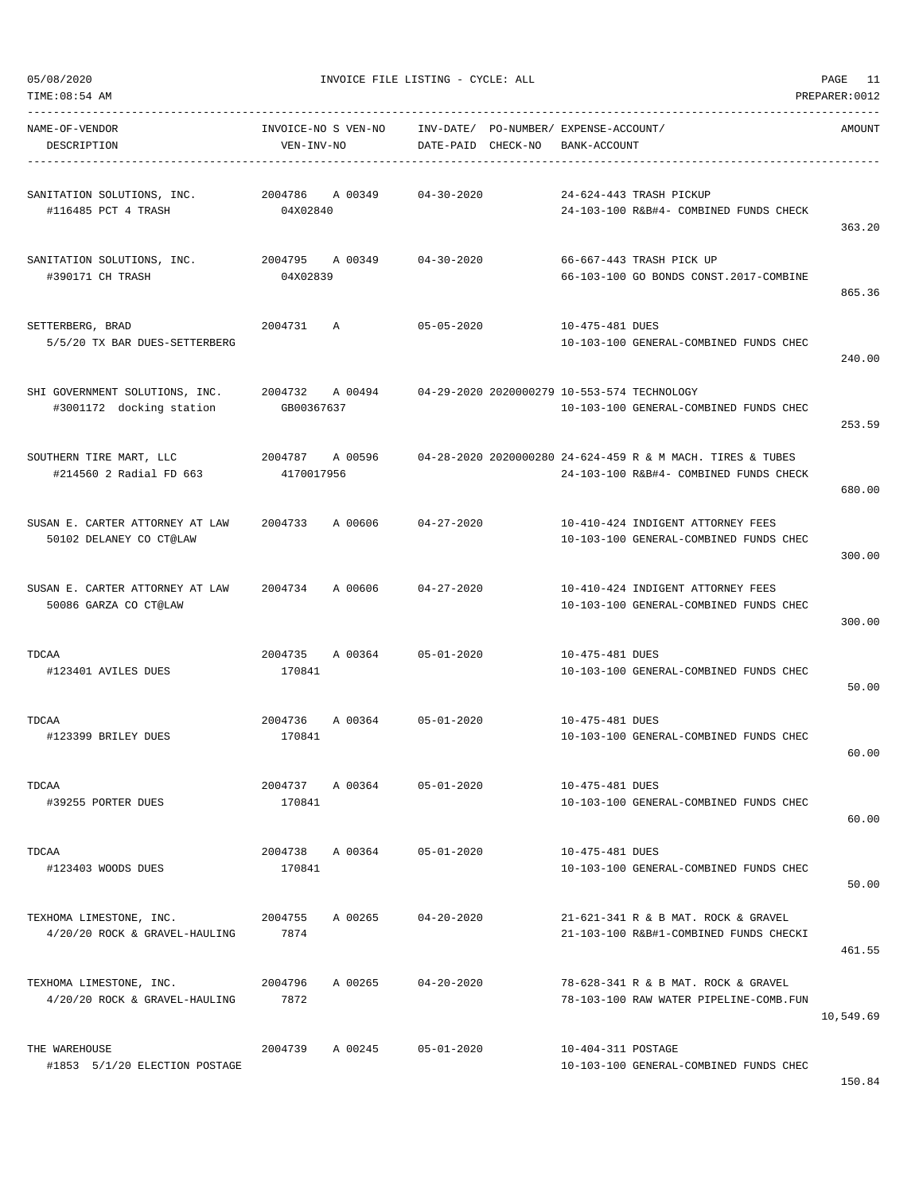05/08/2020 INVOICE FILE LISTING - CYCLE: ALL

TIME:08:54 AM PREPARER:0012

| NAME-OF-VENDOR<br>DESCRIPTION | INVOICE-NO S VEN-NO<br>VEN-INV-NO | INV-DATE/ PO-NUMBER/<br>DATE-PAID CHECK-NO | EXPENSE-ACCOUNT/<br>BANK-ACCOUNT | AMOUNT |
|---|---|---|---|---|
| SANITATION SOLUTIONS, INC.<br>#116485 PCT 4 TRASH | 2004786 A 00349<br>04X02840 | 04-30-2020 | 24-624-443 TRASH PICKUP<br>24-103-100 R&B#4- COMBINED FUNDS CHECK | 363.20 |
| SANITATION SOLUTIONS, INC.<br>#390171 CH TRASH | 2004795 A 00349<br>04X02839 | 04-30-2020 | 66-667-443 TRASH PICK UP<br>66-103-100 GO BONDS CONST.2017-COMBINE | 865.36 |
| SETTERBERG, BRAD<br>5/5/20 TX BAR DUES-SETTERBERG | 2004731 A | 05-05-2020 | 10-475-481 DUES<br>10-103-100 GENERAL-COMBINED FUNDS CHEC | 240.00 |
| SHI GOVERNMENT SOLUTIONS, INC.<br>#3001172 docking station | 2004732 A 00494<br>GB00367637 | 04-29-2020 2020000279 | 10-553-574 TECHNOLOGY<br>10-103-100 GENERAL-COMBINED FUNDS CHEC | 253.59 |
| SOUTHERN TIRE MART, LLC<br>#214560 2 Radial FD 663 | 2004787 A 00596<br>4170017956 | 04-28-2020 2020000280 | 24-624-459 R & M MACH. TIRES & TUBES<br>24-103-100 R&B#4- COMBINED FUNDS CHECK | 680.00 |
| SUSAN E. CARTER ATTORNEY AT LAW<br>50102 DELANEY CO CT@LAW | 2004733 A 00606 | 04-27-2020 | 10-410-424 INDIGENT ATTORNEY FEES<br>10-103-100 GENERAL-COMBINED FUNDS CHEC | 300.00 |
| SUSAN E. CARTER ATTORNEY AT LAW<br>50086 GARZA CO CT@LAW | 2004734 A 00606 | 04-27-2020 | 10-410-424 INDIGENT ATTORNEY FEES<br>10-103-100 GENERAL-COMBINED FUNDS CHEC | 300.00 |
| TDCAA<br>#123401 AVILES DUES | 2004735 A 00364<br>170841 | 05-01-2020 | 10-475-481 DUES<br>10-103-100 GENERAL-COMBINED FUNDS CHEC | 50.00 |
| TDCAA<br>#123399 BRILEY DUES | 2004736 A 00364<br>170841 | 05-01-2020 | 10-475-481 DUES<br>10-103-100 GENERAL-COMBINED FUNDS CHEC | 60.00 |
| TDCAA<br>#39255 PORTER DUES | 2004737 A 00364<br>170841 | 05-01-2020 | 10-475-481 DUES<br>10-103-100 GENERAL-COMBINED FUNDS CHEC | 60.00 |
| TDCAA<br>#123403 WOODS DUES | 2004738 A 00364<br>170841 | 05-01-2020 | 10-475-481 DUES<br>10-103-100 GENERAL-COMBINED FUNDS CHEC | 50.00 |
| TEXHOMA LIMESTONE, INC.<br>4/20/20 ROCK & GRAVEL-HAULING | 2004755 A 00265<br>7874 | 04-20-2020 | 21-621-341 R & B MAT. ROCK & GRAVEL<br>21-103-100 R&B#1-COMBINED FUNDS CHECKI | 461.55 |
| TEXHOMA LIMESTONE, INC.<br>4/20/20 ROCK & GRAVEL-HAULING | 2004796 A 00265<br>7872 | 04-20-2020 | 78-628-341 R & B MAT. ROCK & GRAVEL<br>78-103-100 RAW WATER PIPELINE-COMB.FUN | 10,549.69 |
| THE WAREHOUSE<br>#1853 5/1/20 ELECTION POSTAGE | 2004739 A 00245 | 05-01-2020 | 10-404-311 POSTAGE<br>10-103-100 GENERAL-COMBINED FUNDS CHEC | 150.84 |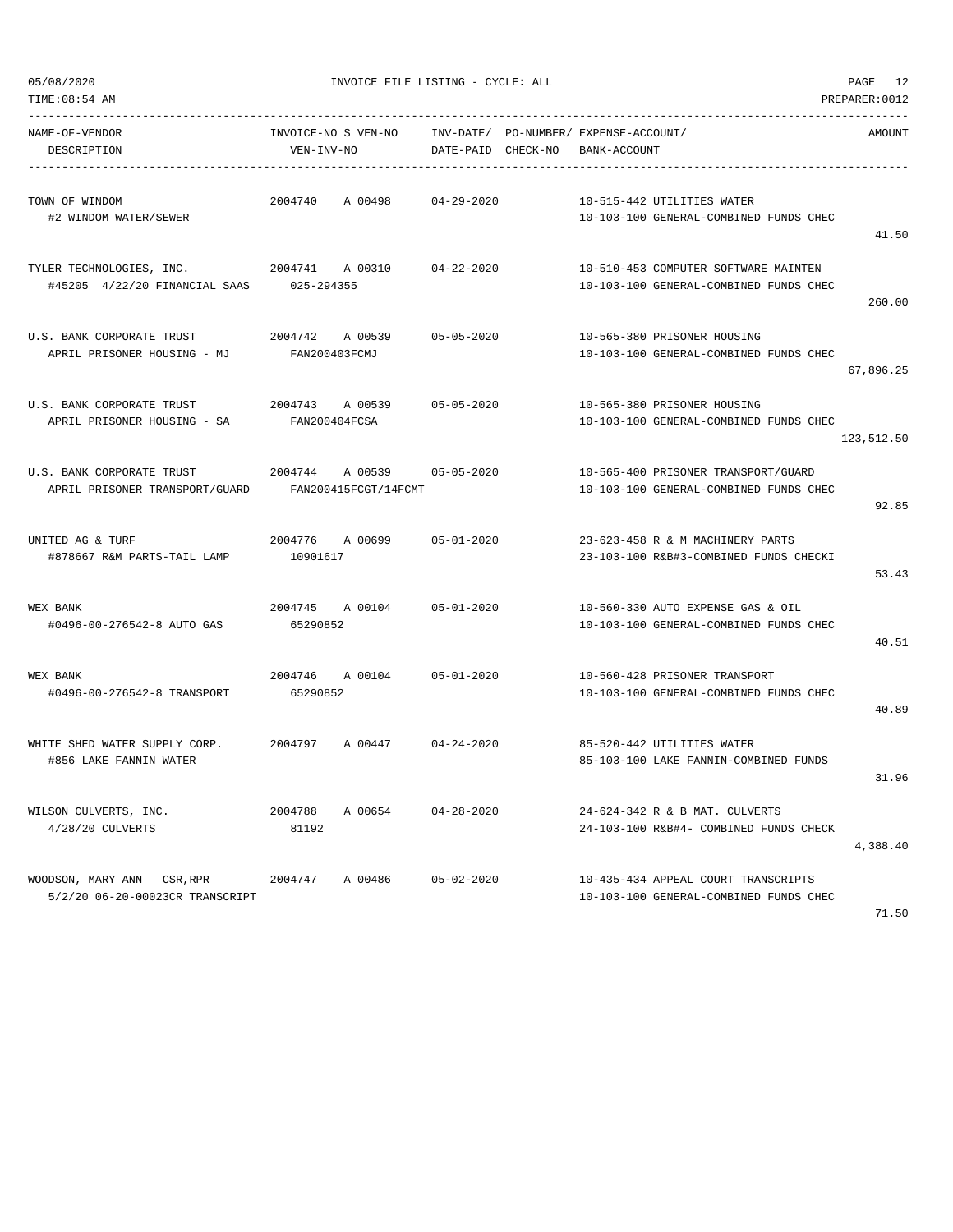| NAME-OF-VENDOR / DESCRIPTION | INVOICE-NO S VEN-NO / VEN-INV-NO | INV-DATE/ DATE-PAID | PO-NUMBER/ CHECK-NO | EXPENSE-ACCOUNT/ BANK-ACCOUNT | AMOUNT |
|---|---|---|---|---|---|
| TOWN OF WINDOM<br>#2 WINDOM WATER/SEWER | 2004740 A 00498 | 04-29-2020 | | 10-515-442 UTILITIES WATER<br>10-103-100 GENERAL-COMBINED FUNDS CHEC | 41.50 |
| TYLER TECHNOLOGIES, INC.<br>#45205 4/22/20 FINANCIAL SAAS | 2004741 A 00310<br>025-294355 | 04-22-2020 | | 10-510-453 COMPUTER SOFTWARE MAINTEN<br>10-103-100 GENERAL-COMBINED FUNDS CHEC | 260.00 |
| U.S. BANK CORPORATE TRUST<br>APRIL PRISONER HOUSING - MJ | 2004742 A 00539<br>FAN200403FCMJ | 05-05-2020 | | 10-565-380 PRISONER HOUSING<br>10-103-100 GENERAL-COMBINED FUNDS CHEC | 67,896.25 |
| U.S. BANK CORPORATE TRUST<br>APRIL PRISONER HOUSING - SA | 2004743 A 00539<br>FAN200404FCSA | 05-05-2020 | | 10-565-380 PRISONER HOUSING<br>10-103-100 GENERAL-COMBINED FUNDS CHEC | 123,512.50 |
| U.S. BANK CORPORATE TRUST<br>APRIL PRISONER TRANSPORT/GUARD | 2004744 A 00539<br>FAN200415FCGT/14FCMT | 05-05-2020 | | 10-565-400 PRISONER TRANSPORT/GUARD<br>10-103-100 GENERAL-COMBINED FUNDS CHEC | 92.85 |
| UNITED AG & TURF<br>#878667 R&M PARTS-TAIL LAMP | 2004776 A 00699<br>10901617 | 05-01-2020 | | 23-623-458 R & M MACHINERY PARTS<br>23-103-100 R&B#3-COMBINED FUNDS CHECKI | 53.43 |
| WEX BANK<br>#0496-00-276542-8 AUTO GAS | 2004745 A 00104<br>65290852 | 05-01-2020 | | 10-560-330 AUTO EXPENSE GAS & OIL<br>10-103-100 GENERAL-COMBINED FUNDS CHEC | 40.51 |
| WEX BANK<br>#0496-00-276542-8 TRANSPORT | 2004746 A 00104<br>65290852 | 05-01-2020 | | 10-560-428 PRISONER TRANSPORT<br>10-103-100 GENERAL-COMBINED FUNDS CHEC | 40.89 |
| WHITE SHED WATER SUPPLY CORP.<br>#856 LAKE FANNIN WATER | 2004797 A 00447 | 04-24-2020 | | 85-520-442 UTILITIES WATER<br>85-103-100 LAKE FANNIN-COMBINED FUNDS | 31.96 |
| WILSON CULVERTS, INC.<br>4/28/20 CULVERTS | 2004788 A 00654<br>81192 | 04-28-2020 | | 24-624-342 R & B MAT. CULVERTS<br>24-103-100 R&B#4- COMBINED FUNDS CHECK | 4,388.40 |
| WOODSON, MARY ANN CSR,RPR<br>5/2/20 06-20-00023CR TRANSCRIPT | 2004747 A 00486 | 05-02-2020 | | 10-435-434 APPEAL COURT TRANSCRIPTS<br>10-103-100 GENERAL-COMBINED FUNDS CHEC | 71.50 |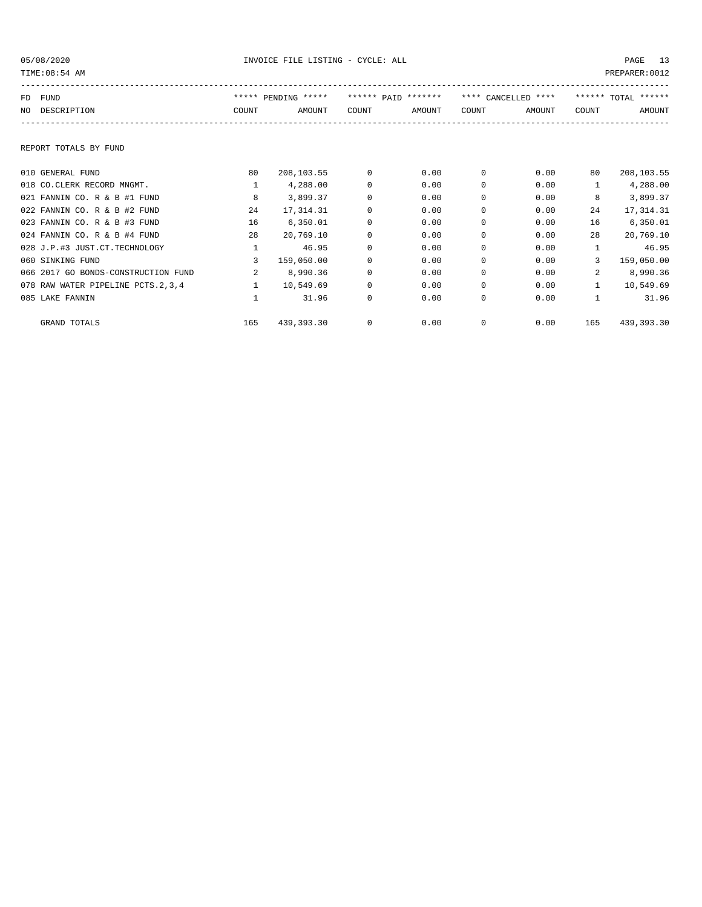05/08/2020 INVOICE FILE LISTING - CYCLE: ALL

TIME:08:54 AM PREPARER:0012

| FD NO | FUND DESCRIPTION | ***** PENDING ***** COUNT | AMOUNT | ****** PAID ******* COUNT | AMOUNT | **** CANCELLED **** COUNT | AMOUNT | ****** TOTAL ****** COUNT | AMOUNT |
|---|---|---|---|---|---|---|---|---|---|

REPORT TOTALS BY FUND

| FD NO | FUND DESCRIPTION | PENDING COUNT | PENDING AMOUNT | PAID COUNT | PAID AMOUNT | CANCELLED COUNT | CANCELLED AMOUNT | TOTAL COUNT | TOTAL AMOUNT |
|---|---|---|---|---|---|---|---|---|---|
| 010 | GENERAL FUND | 80 | 208,103.55 | 0 | 0.00 | 0 | 0.00 | 80 | 208,103.55 |
| 018 | CO.CLERK RECORD MNGMT. | 1 | 4,288.00 | 0 | 0.00 | 0 | 0.00 | 1 | 4,288.00 |
| 021 | FANNIN CO. R & B #1 FUND | 8 | 3,899.37 | 0 | 0.00 | 0 | 0.00 | 8 | 3,899.37 |
| 022 | FANNIN CO. R & B #2 FUND | 24 | 17,314.31 | 0 | 0.00 | 0 | 0.00 | 24 | 17,314.31 |
| 023 | FANNIN CO. R & B #3 FUND | 16 | 6,350.01 | 0 | 0.00 | 0 | 0.00 | 16 | 6,350.01 |
| 024 | FANNIN CO. R & B #4 FUND | 28 | 20,769.10 | 0 | 0.00 | 0 | 0.00 | 28 | 20,769.10 |
| 028 | J.P.#3 JUST.CT.TECHNOLOGY | 1 | 46.95 | 0 | 0.00 | 0 | 0.00 | 1 | 46.95 |
| 060 | SINKING FUND | 3 | 159,050.00 | 0 | 0.00 | 0 | 0.00 | 3 | 159,050.00 |
| 066 | 2017 GO BONDS-CONSTRUCTION FUND | 2 | 8,990.36 | 0 | 0.00 | 0 | 0.00 | 2 | 8,990.36 |
| 078 | RAW WATER PIPELINE PCTS.2,3,4 | 1 | 10,549.69 | 0 | 0.00 | 0 | 0.00 | 1 | 10,549.69 |
| 085 | LAKE FANNIN | 1 | 31.96 | 0 | 0.00 | 0 | 0.00 | 1 | 31.96 |
| | GRAND TOTALS | 165 | 439,393.30 | 0 | 0.00 | 0 | 0.00 | 165 | 439,393.30 |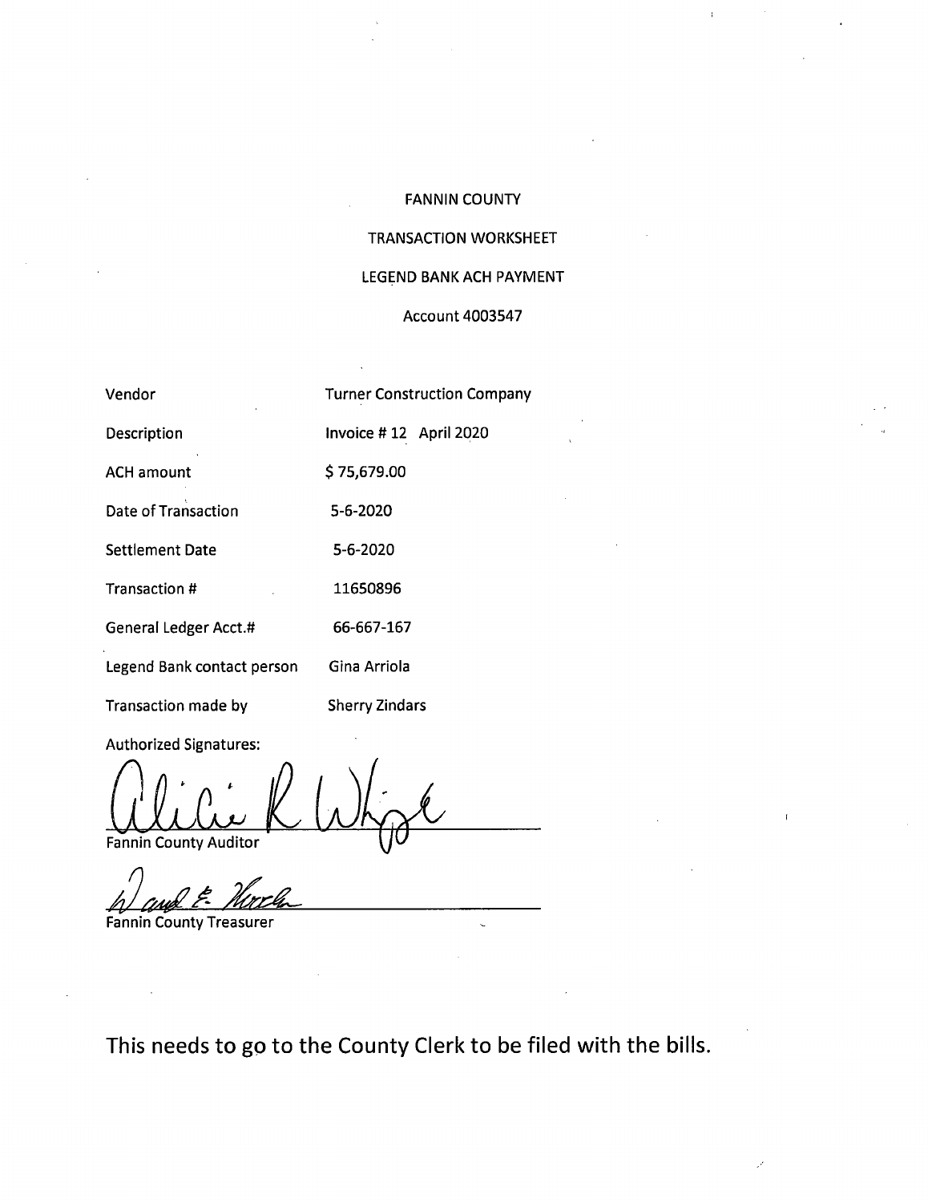# FANNIN COUNTY

## TRANSACTION WORKSHEET

## LEGEND BANK ACH PAYMENT

Account 4003547

| | |
|---|---|
| Vendor | Turner Construction Company |
| Description | Invoice # 12 April 2020 |
| ACH amount | $ 75,679.00 |
| Date of Transaction | 5-6-2020 |
| Settlement Date | 5-6-2020 |
| Transaction # | 11650896 |
| General Ledger Acct.# | 66-667-167 |
| Legend Bank contact person | Gina Arriola |
| Transaction made by | Sherry Zindars |

Authorized Signatures:

Alicia R White
Fannin County Auditor

David E. Hurck
Fannin County Treasurer

This needs to go to the County Clerk to be filed with the bills.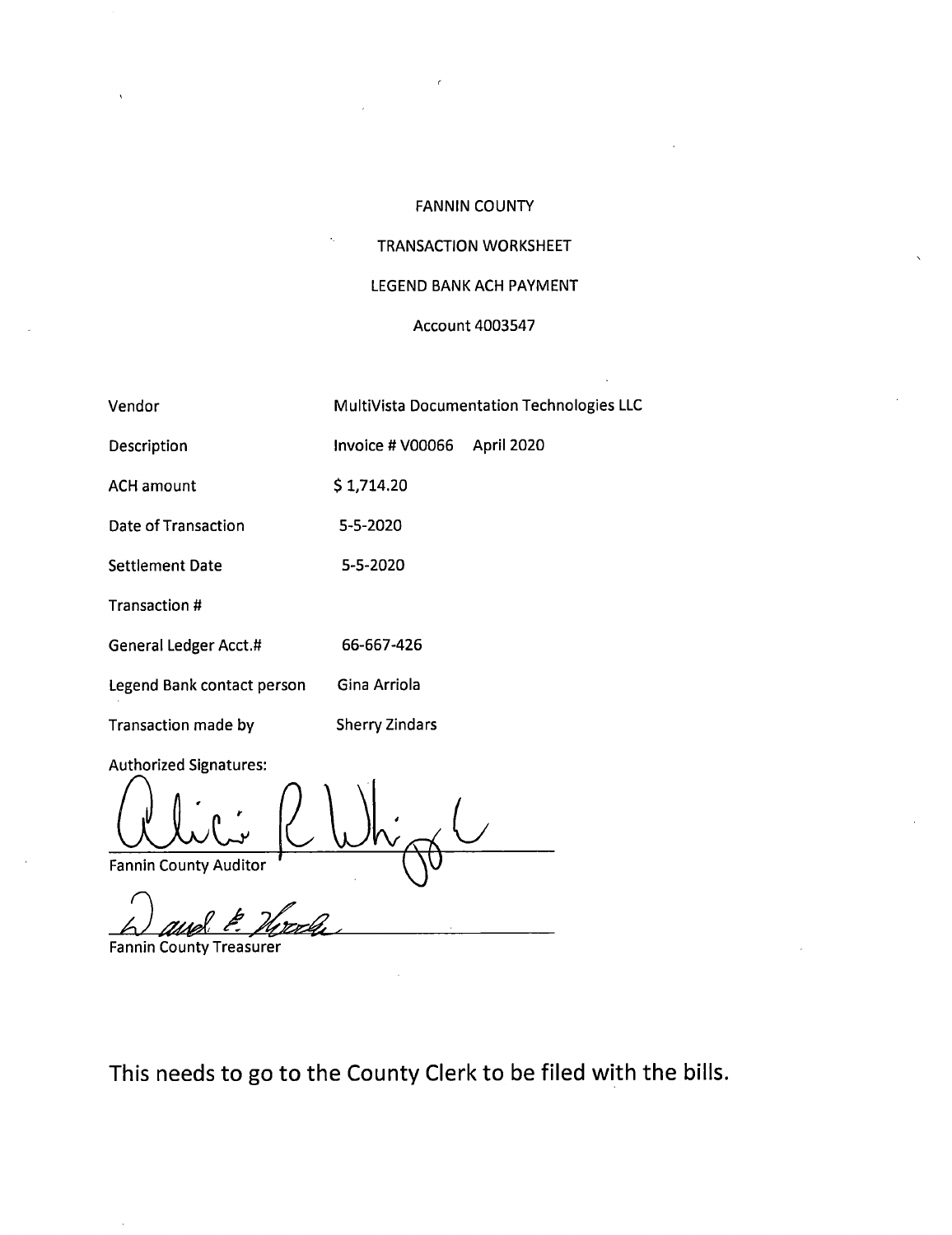FANNIN COUNTY

TRANSACTION WORKSHEET

LEGEND BANK ACH PAYMENT

Account 4003547

| | |
|---|---|
| Vendor | MultiVista Documentation Technologies LLC |
| Description | Invoice # V00066 April 2020 |
| ACH amount | $ 1,714.20 |
| Date of Transaction | 5-5-2020 |
| Settlement Date | 5-5-2020 |
| Transaction # | |
| General Ledger Acct.# | 66-667-426 |
| Legend Bank contact person | Gina Arriola |
| Transaction made by | Sherry Zindars |

Authorized Signatures:

Fannin County Auditor

Fannin County Treasurer

This needs to go to the County Clerk to be filed with the bills.